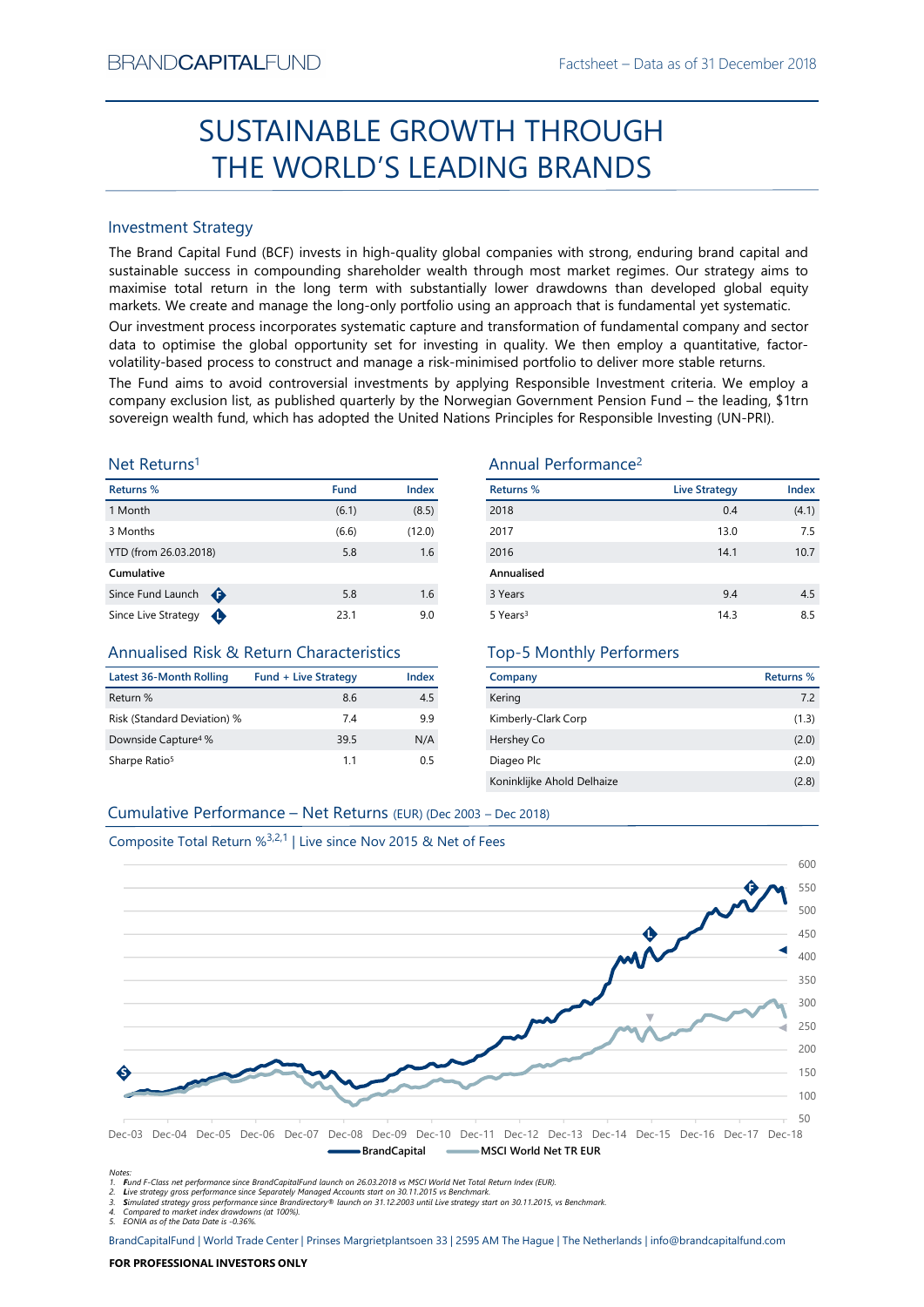BRANDCAPITALFUND

Factsheet – Data as of 31 December 2018

# SUSTAINABLE GROWTH THROUGH THE WORLD'S LEADING BRANDS

## Investment Strategy

The Brand Capital Fund (BCF) invests in high-quality global companies with strong, enduring brand capital and sustainable success in compounding shareholder wealth through most market regimes. Our strategy aims to maximise total return in the long term with substantially lower drawdowns than developed global equity markets. We create and manage the long-only portfolio using an approach that is fundamental yet systematic.

Our investment process incorporates systematic capture and transformation of fundamental company and sector data to optimise the global opportunity set for investing in quality. We then employ a quantitative, factor-volatility-based process to construct and manage a risk-minimised portfolio to deliver more stable returns.

The Fund aims to avoid controversial investments by applying Responsible Investment criteria. We employ a company exclusion list, as published quarterly by the Norwegian Government Pension Fund – the leading, $1trn sovereign wealth fund, which has adopted the United Nations Principles for Responsible Investing (UN-PRI).

## Net Returns[1]

| Returns % | Fund | Index |
|---|---|---|
| 1 Month | (6.1) | (8.5) |
| 3 Months | (6.6) | (12.0) |
| YTD (from 26.03.2018) | 5.8 | 1.6 |
| **Cumulative** | | |
| Since Fund Launch (F) | 5.8 | 1.6 |
| Since Live Strategy (L) | 23.1 | 9.0 |

## Annual Performance[2]

| Returns % | Live Strategy | Index |
|---|---|---|
| 2018 | 0.4 | (4.1) |
| 2017 | 13.0 | 7.5 |
| 2016 | 14.1 | 10.7 |
| **Annualised** | | |
| 3 Years | 9.4 | 4.5 |
| 5 Years[3] | 14.3 | 8.5 |

## Annualised Risk & Return Characteristics

| Latest 36-Month Rolling | Fund + Live Strategy | Index |
|---|---|---|
| Return % | 8.6 | 4.5 |
| Risk (Standard Deviation) % | 7.4 | 9.9 |
| Downside Capture[4] % | 39.5 | N/A |
| Sharpe Ratio[5] | 1.1 | 0.5 |

## Top-5 Monthly Performers

| Company | Returns % |
|---|---|
| Kering | 7.2 |
| Kimberly-Clark Corp | (1.3) |
| Hershey Co | (2.0) |
| Diageo Plc | (2.0) |
| Koninklijke Ahold Delhaize | (2.8) |

## Cumulative Performance – Net Returns (EUR) (Dec 2003 – Dec 2018)

Composite Total Return %[3,2,1] | Live since Nov 2015 & Net of Fees

BrandCapital — MSCI World Net TR EUR

Notes:
1. Fund F-Class net performance since BrandCapitalFund launch on 26.03.2018 vs MSCI World Net Total Return Index (EUR).
2. Live strategy gross performance since Separately Managed Accounts start on 30.11.2015 vs Benchmark.
3. Simulated strategy gross performance since Brandirectory® launch on 31.12.2003 until Live strategy start on 30.11.2015, vs Benchmark.
4. Compared to market index drawdowns (at 100%).
5. EONIA as of the Data Date is -0.36%.

BrandCapitalFund | World Trade Center | Prinses Margrietplantsoen 33 | 2595 AM The Hague | The Netherlands | info@brandcapitalfund.com

**FOR PROFESSIONAL INVESTORS ONLY**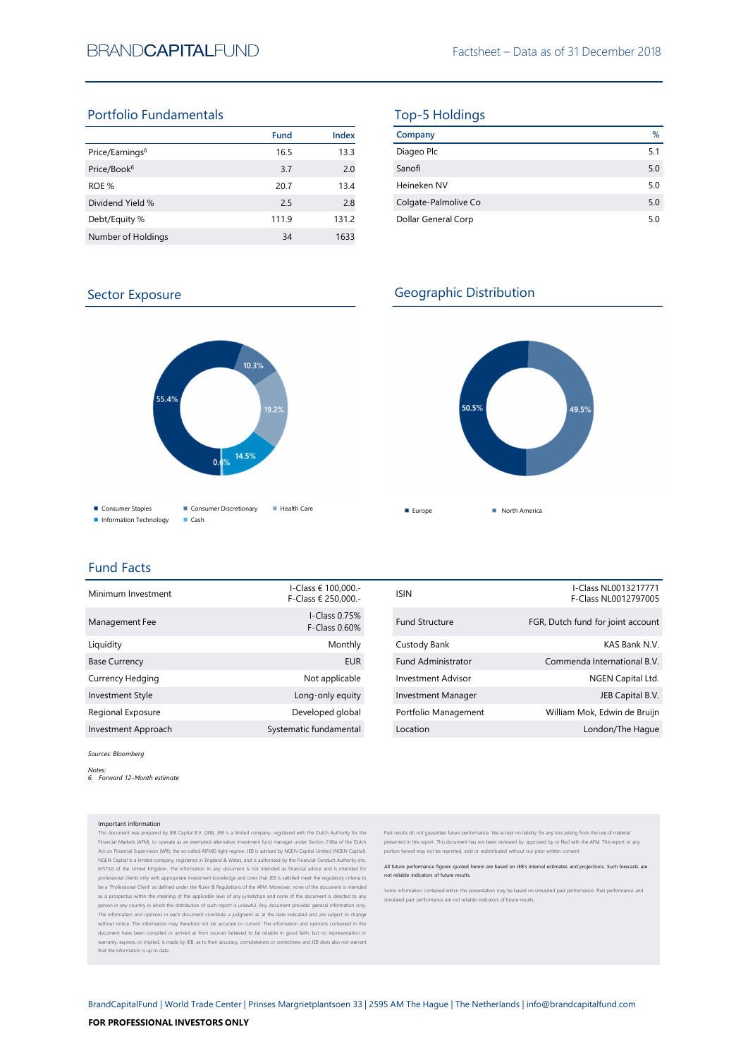# BRANDCAPITALFUND

Factsheet – Data as of 31 December 2018

## Portfolio Fundamentals

| | Fund | Index |
|---|---|---|
| Price/Earnings[6] | 16.5 | 13.3 |
| Price/Book[6] | 3.7 | 2.0 |
| ROE % | 20.7 | 13.4 |
| Dividend Yield % | 2.5 | 2.8 |
| Debt/Equity % | 111.9 | 131.2 |
| Number of Holdings | 34 | 1633 |

## Top-5 Holdings

| Company | % |
|---|---|
| Diageo Plc | 5.1 |
| Sanofi | 5.0 |
| Heineken NV | 5.0 |
| Colgate-Palmolive Co | 5.0 |
| Dollar General Corp | 5.0 |

## Sector Exposure

55.4%
10.3%
19.2%
14.5%
0.6%

Consumer Staples
Consumer Discretionary
Health Care
Information Technology
Cash

## Geographic Distribution

50.5%
49.5%

Europe
North America

## Fund Facts

| | | | |
|---|---|---|---|
| Minimum Investment | I-Class € 100,000.-<br>F-Class € 250,000.- | ISIN | I-Class NL0013217771<br>F-Class NL0012797005 |
| Management Fee | I-Class 0.75%<br>F-Class 0.60% | Fund Structure | FGR, Dutch fund for joint account |
| Liquidity | Monthly | Custody Bank | KAS Bank N.V. |
| Base Currency | EUR | Fund Administrator | Commenda International B.V. |
| Currency Hedging | Not applicable | Investment Advisor | NGEN Capital Ltd. |
| Investment Style | Long-only equity | Investment Manager | JEB Capital B.V. |
| Regional Exposure | Developed global | Portfolio Management | William Mok, Edwin de Bruijn |
| Investment Approach | Systematic fundamental | Location | London/The Hague |

*Sources: Bloomberg*

*Notes:*
*6. Forward 12-Month estimate*

Important information

This document was prepared by JEB Capital B.V. (JEB). JEB is a limited company, registered with the Dutch Authority for the Financial Markets (AFM), to operate as an exempted alternative investment fund manager under Section 2:66a of the Dutch Act on Financial Supervision (Wft), the so-called AIFMD light-regime. JEB is advised by NGEN Capital Limited (NGEN Capital). NGEN Capital is a limited company, registered in England & Wales, and is authorised by the Financial Conduct Authority (no. 615732) of the United Kingdom. The information in any document is not intended as financial advice and is intended for professional clients only with appropriate investment knowledge and ones that JEB is satisfied meet the regulatory criteria to be a 'Professional Client' as defined under the Rules & Regulations of the AFM. Moreover, none of the document is intended as a prospectus within the meaning of the applicable laws of any jurisdiction and none of the document is directed to any person in any country in which the distribution of such report is unlawful. Any document provides general information only. The information and opinions in each document constitute a judgment as at the date indicated and are subject to change without notice. The information may therefore not be accurate or current. The information and opinions contained in this document have been compiled or arrived at from sources believed to be reliable in good faith, but no representation or warranty, express, or implied, is made by JEB, as to their accuracy, completeness or correctness and JEB does also not warrant that the information is up to date.

Past results do not guarantee future performance. We accept no liability for any loss arising from the use of material presented in this report. This document has not been reviewed by, approved by or filed with the AFM. This report or any portion hereof may not be reprinted, sold or redistributed without our prior written consent.

All future performance figures quoted herein are based on JEB's internal estimates and projections. Such forecasts are not reliable indicators of future results.

Some information contained within this presentation may be based on simulated past performance. Past performance and simulated past performance are not reliable indicators of future results.

BrandCapitalFund | World Trade Center | Prinses Margrietplantsoen 33 | 2595 AM The Hague | The Netherlands | info@brandcapitalfund.com

**FOR PROFESSIONAL INVESTORS ONLY**